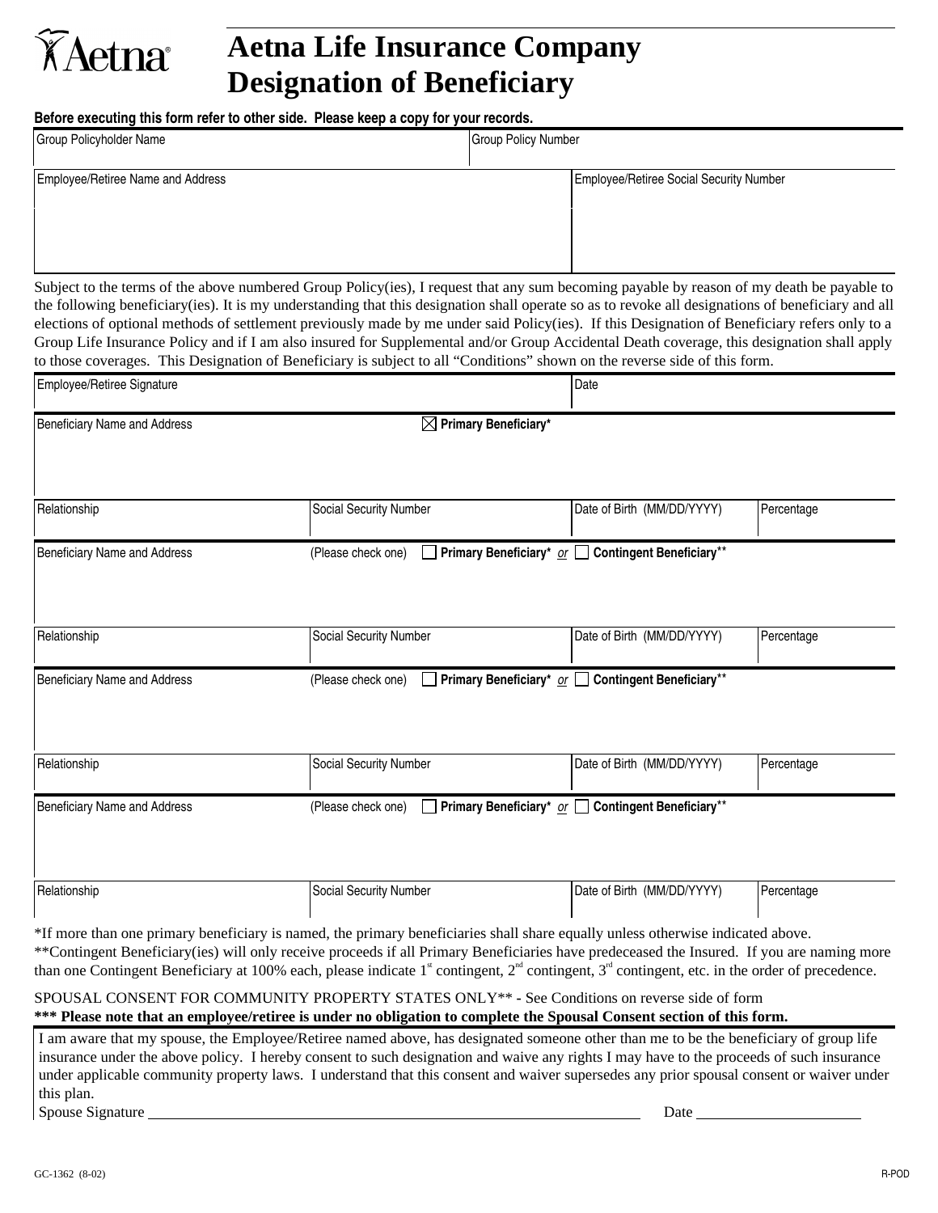# Aetna Life Insurance Company
# Designation of Beneficiary

**Before executing this form refer to other side. Please keep a copy for your records.**

| Group Policyholder Name | Group Policy Number |
|---|---|
| | |

| Employee/Retiree Name and Address | Employee/Retiree Social Security Number |
|---|---|
| | |

Subject to the terms of the above numbered Group Policy(ies), I request that any sum becoming payable by reason of my death be payable to the following beneficiary(ies). It is my understanding that this designation shall operate so as to revoke all designations of beneficiary and all elections of optional methods of settlement previously made by me under said Policy(ies). If this Designation of Beneficiary refers only to a Group Life Insurance Policy and if I am also insured for Supplemental and/or Group Accidental Death coverage, this designation shall apply to those coverages. This Designation of Beneficiary is subject to all "Conditions" shown on the reverse side of this form.

| Employee/Retiree Signature | Date |
|---|---|
| | |

| Beneficiary Name and Address | ☒ **Primary Beneficiary*** | | |
|---|---|---|---|
| **Relationship** | **Social Security Number** | **Date of Birth (MM/DD/YYYY)** | **Percentage** |
| | | | |

| Beneficiary Name and Address | (Please check one) ☐ **Primary Beneficiary*** *or* ☐ **Contingent Beneficiary**** | | |
|---|---|---|---|
| **Relationship** | **Social Security Number** | **Date of Birth (MM/DD/YYYY)** | **Percentage** |
| | | | |

| Beneficiary Name and Address | (Please check one) ☐ **Primary Beneficiary*** *or* ☐ **Contingent Beneficiary**** | | |
|---|---|---|---|
| **Relationship** | **Social Security Number** | **Date of Birth (MM/DD/YYYY)** | **Percentage** |
| | | | |

| Beneficiary Name and Address | (Please check one) ☐ **Primary Beneficiary*** *or* ☐ **Contingent Beneficiary**** | | |
|---|---|---|---|
| **Relationship** | **Social Security Number** | **Date of Birth (MM/DD/YYYY)** | **Percentage** |
| | | | |

*If more than one primary beneficiary is named, the primary beneficiaries shall share equally unless otherwise indicated above.
**Contingent Beneficiary(ies) will only receive proceeds if all Primary Beneficiaries have predeceased the Insured. If you are naming more than one Contingent Beneficiary at 100% each, please indicate 1st contingent, 2nd contingent, 3rd contingent, etc. in the order of precedence.

SPOUSAL CONSENT FOR COMMUNITY PROPERTY STATES ONLY** - See Conditions on reverse side of form
**\*\*\* Please note that an employee/retiree is under no obligation to complete the Spousal Consent section of this form.**

I am aware that my spouse, the Employee/Retiree named above, has designated someone other than me to be the beneficiary of group life insurance under the above policy. I hereby consent to such designation and waive any rights I may have to the proceeds of such insurance under applicable community property laws. I understand that this consent and waiver supersedes any prior spousal consent or waiver under this plan.

Spouse Signature ______________________________ Date ______________

GC-1362 (8-02) R-POD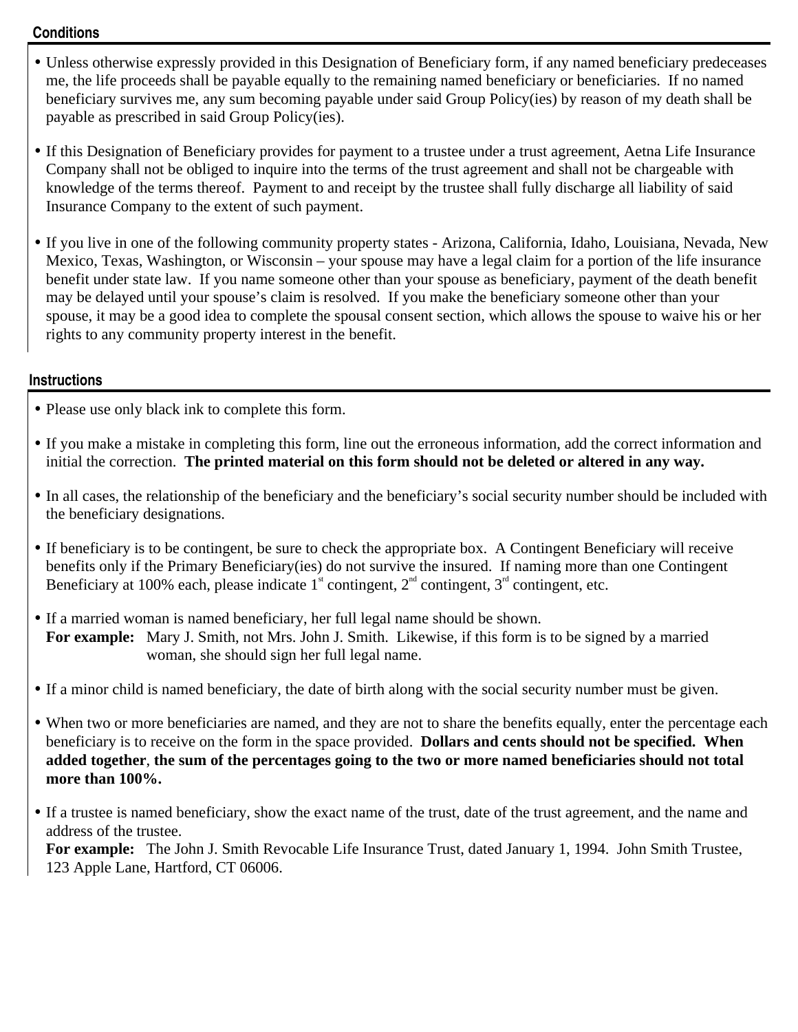## Conditions

- Unless otherwise expressly provided in this Designation of Beneficiary form, if any named beneficiary predeceases me, the life proceeds shall be payable equally to the remaining named beneficiary or beneficiaries. If no named beneficiary survives me, any sum becoming payable under said Group Policy(ies) by reason of my death shall be payable as prescribed in said Group Policy(ies).
- If this Designation of Beneficiary provides for payment to a trustee under a trust agreement, Aetna Life Insurance Company shall not be obliged to inquire into the terms of the trust agreement and shall not be chargeable with knowledge of the terms thereof. Payment to and receipt by the trustee shall fully discharge all liability of said Insurance Company to the extent of such payment.
- If you live in one of the following community property states - Arizona, California, Idaho, Louisiana, Nevada, New Mexico, Texas, Washington, or Wisconsin – your spouse may have a legal claim for a portion of the life insurance benefit under state law. If you name someone other than your spouse as beneficiary, payment of the death benefit may be delayed until your spouse's claim is resolved. If you make the beneficiary someone other than your spouse, it may be a good idea to complete the spousal consent section, which allows the spouse to waive his or her rights to any community property interest in the benefit.

## Instructions

- Please use only black ink to complete this form.
- If you make a mistake in completing this form, line out the erroneous information, add the correct information and initial the correction. **The printed material on this form should not be deleted or altered in any way.**
- In all cases, the relationship of the beneficiary and the beneficiary's social security number should be included with the beneficiary designations.
- If beneficiary is to be contingent, be sure to check the appropriate box. A Contingent Beneficiary will receive benefits only if the Primary Beneficiary(ies) do not survive the insured. If naming more than one Contingent Beneficiary at 100% each, please indicate 1st contingent, 2nd contingent, 3rd contingent, etc.
- If a married woman is named beneficiary, her full legal name should be shown.
  **For example:** Mary J. Smith, not Mrs. John J. Smith. Likewise, if this form is to be signed by a married woman, she should sign her full legal name.
- If a minor child is named beneficiary, the date of birth along with the social security number must be given.
- When two or more beneficiaries are named, and they are not to share the benefits equally, enter the percentage each beneficiary is to receive on the form in the space provided. **Dollars and cents should not be specified. When added together**, **the sum of the percentages going to the two or more named beneficiaries should not total more than 100%.**
- If a trustee is named beneficiary, show the exact name of the trust, date of the trust agreement, and the name and address of the trustee.
  **For example:** The John J. Smith Revocable Life Insurance Trust, dated January 1, 1994. John Smith Trustee, 123 Apple Lane, Hartford, CT 06006.